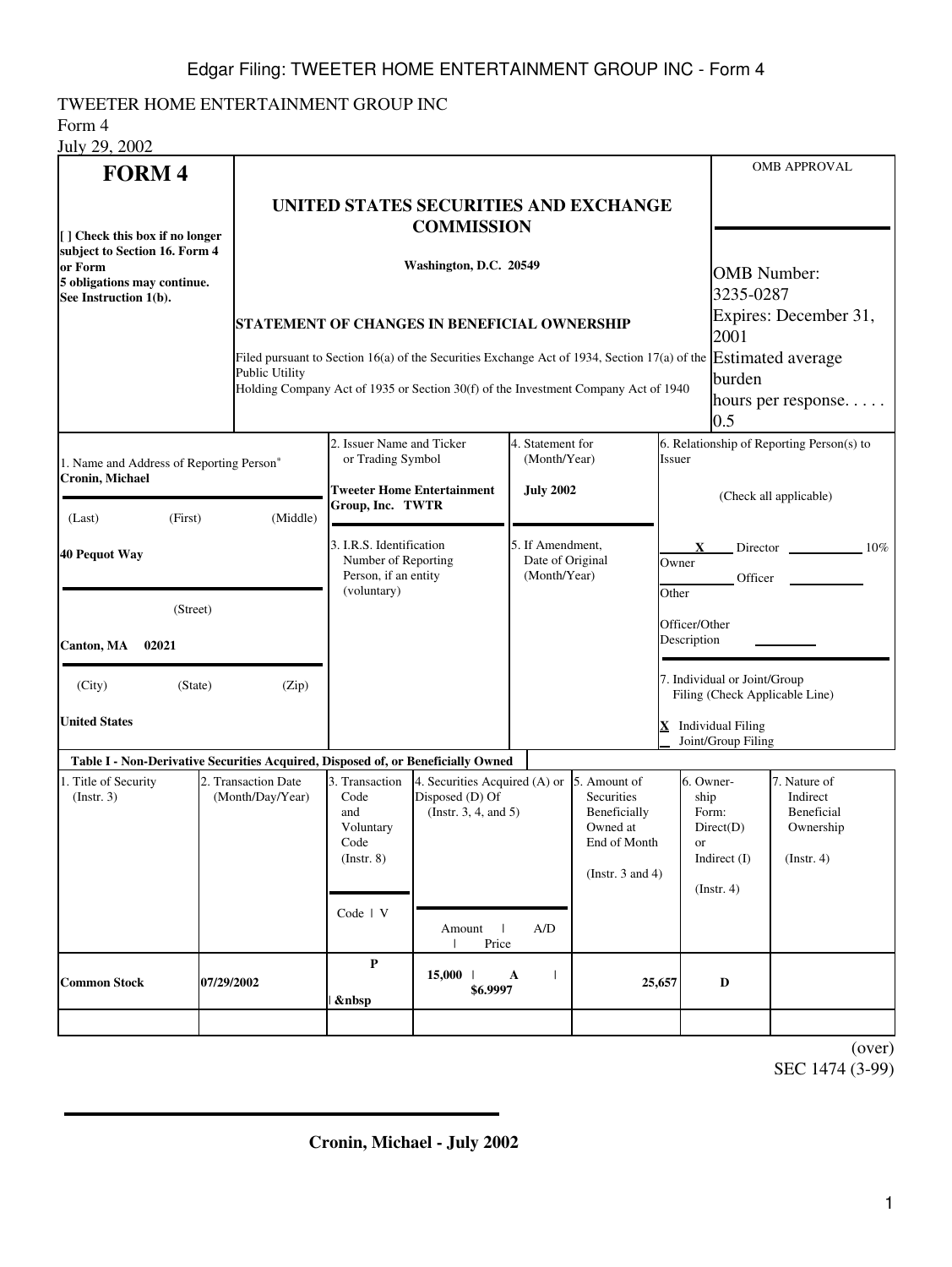TWEETER HOME ENTERTAINMENT GROUP INC
Form 4
July 29, 2002

| **FORM 4** | | OMB APPROVAL |
|---|---|---|
| [ ] Check this box if no longer subject to Section 16. Form 4 or Form 5 obligations may continue. See Instruction 1(b). | **UNITED STATES SECURITIES AND EXCHANGE COMMISSION**<br>**Washington, D.C. 20549**<br>**STATEMENT OF CHANGES IN BENEFICIAL OWNERSHIP**<br>Filed pursuant to Section 16(a) of the Securities Exchange Act of 1934, Section 17(a) of the Public Utility Holding Company Act of 1935 or Section 30(f) of the Investment Company Act of 1940 | OMB Number: 3235-0287<br>Expires: December 31, 2001<br>Estimated average burden hours per response. . . . . 0.5 |

| 1. Name and Address of Reporting Person* | 2. Issuer Name and Ticker or Trading Symbol | 4. Statement for (Month/Year) | 6. Relationship of Reporting Person(s) to Issuer (Check all applicable) |
|---|---|---|---|
| **Cronin, Michael**<br>(Last) (First) (Middle)<br>**40 Pequot Way**<br>(Street)<br>**Canton, MA 02021**<br>(City) (State) (Zip)<br>**United States** | **Tweeter Home Entertainment Group, Inc. TWTR**<br>3. I.R.S. Identification Number of Reporting Person, if an entity (voluntary) | **July 2002**<br>5. If Amendment, Date of Original (Month/Year) | X Director ___ 10% Owner<br>___ Officer ___ Other<br>Officer/Other Description ___<br>7. Individual or Joint/Group Filing (Check Applicable Line)<br>X Individual Filing<br>_ Joint/Group Filing |

**Table I - Non-Derivative Securities Acquired, Disposed of, or Beneficially Owned**

| 1. Title of Security (Instr. 3) | 2. Transaction Date (Month/Day/Year) | 3. Transaction Code and Voluntary Code (Instr. 8) | | 4. Securities Acquired (A) or Disposed (D) Of (Instr. 3, 4, and 5) | | | 5. Amount of Securities Beneficially Owned at End of Month (Instr. 3 and 4) | 6. Ownership Form: Direct(D) or Indirect (I) (Instr. 4) | 7. Nature of Indirect Beneficial Ownership (Instr. 4) |
|---|---|---|---|---|---|---|---|---|---|
| | | Code | V | Amount | A/D | Price | | | |
| **Common Stock** | **07/29/2002** | **P** | &nbsp | **15,000** | **A** | **$6.9997** | **25,657** | **D** | |
| | | | | | | | | | |

(over)
SEC 1474 (3-99)

**Cronin, Michael - July 2002**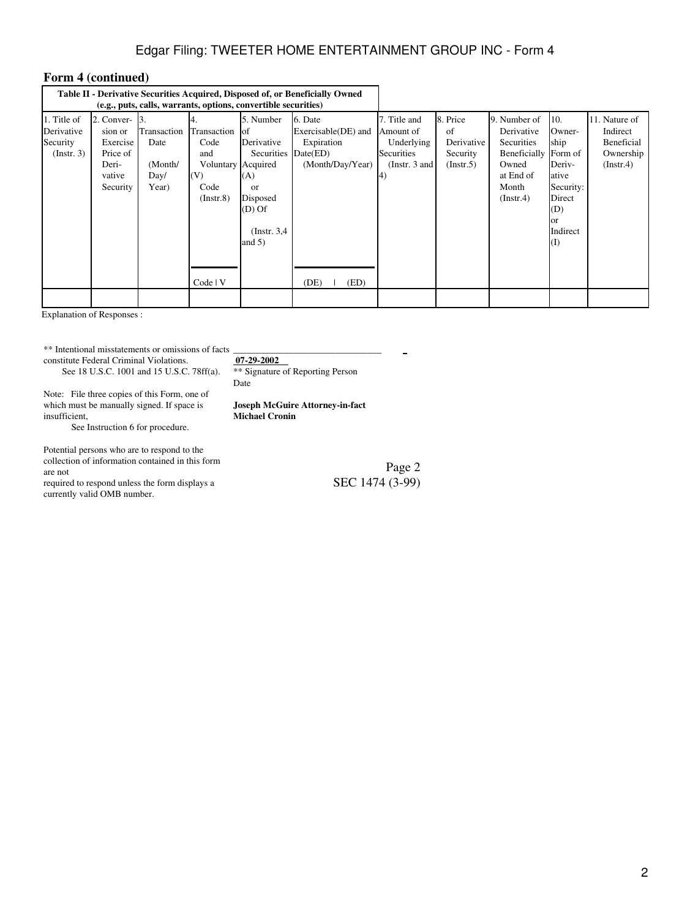**Form 4 (continued)**

**Table II - Derivative Securities Acquired, Disposed of, or Beneficially Owned**
**(e.g., puts, calls, warrants, options, convertible securities)**

| 1. Title of Derivative Security (Instr. 3) | 2. Conversion or Exercise Price of Derivative Security | 3. Transaction Date (Month/ Day/ Year) | 4. Transaction Code and Voluntary (V) Code (Instr.8) | | 5. Number of Derivative Securities Acquired (A) or Disposed (D) Of (Instr. 3,4 and 5) | 6. Date Exercisable(DE) and Expiration Date(ED) (Month/Day/Year) | | 7. Title and Amount of Underlying Securities (Instr. 3 and 4) | 8. Price of Derivative Security (Instr.5) | 9. Number of Derivative Securities Beneficially Owned at End of Month (Instr.4) | 10. Ownership Form of Derivative Security: Direct (D) or Indirect (I) | 11. Nature of Indirect Beneficial Ownership (Instr.4) |
|---|---|---|---|---|---|---|---|---|---|---|---|---|
| | | | Code | V | | (DE) | (ED) | | | | | |
| | | | | | | | | | | | | |

Explanation of Responses :

** Intentional misstatements or omissions of facts constitute Federal Criminal Violations.
See 18 U.S.C. 1001 and 15 U.S.C. 78ff(a).

07-29-2002
** Signature of Reporting Person
Date

**Joseph McGuire Attorney-in-fact**
**Michael Cronin**

Note: File three copies of this Form, one of which must be manually signed. If space is insufficient,
See Instruction 6 for procedure.

Potential persons who are to respond to the collection of information contained in this form are not
required to respond unless the form displays a currently valid OMB number.

Page 2
SEC 1474 (3-99)